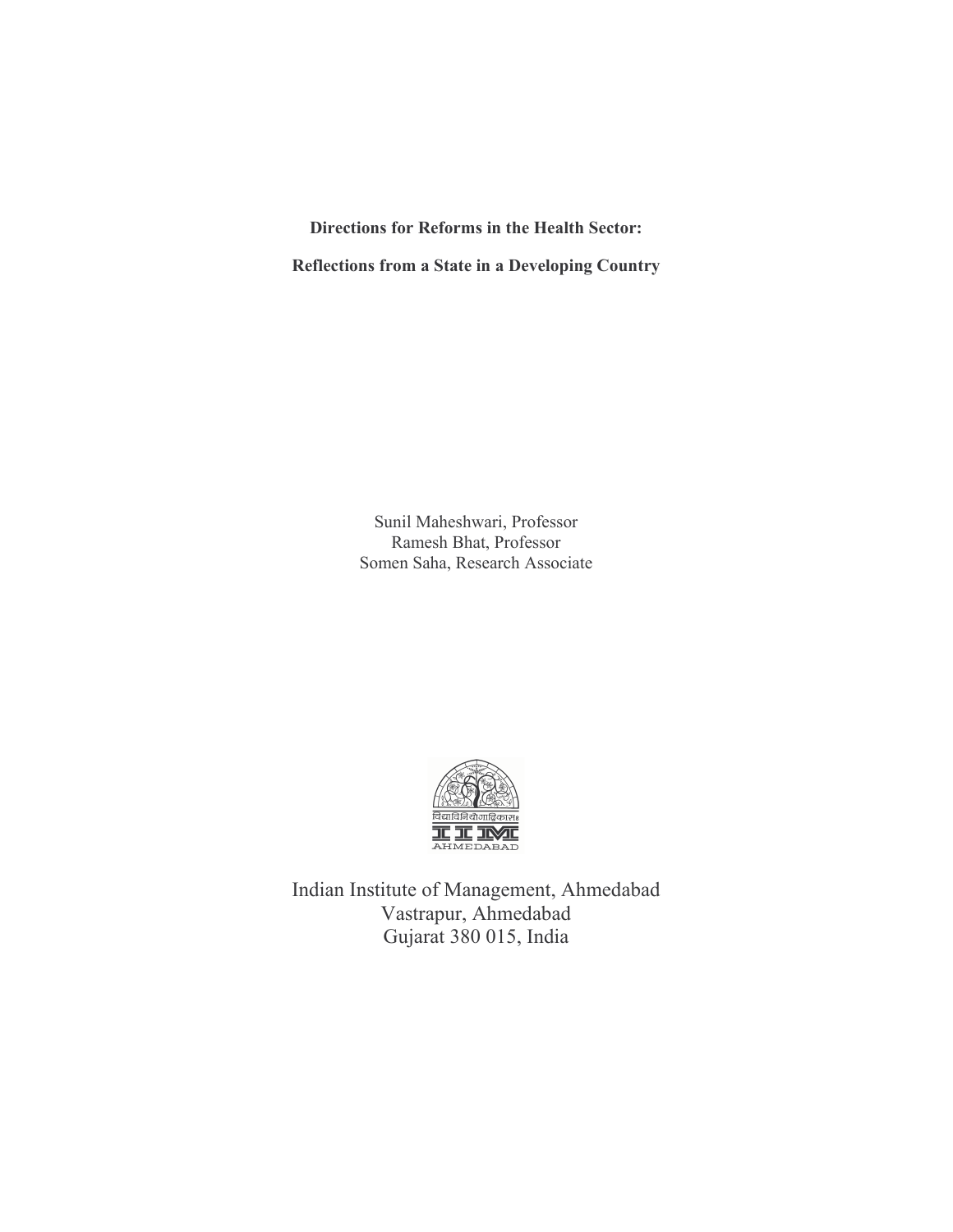**Directions for Reforms in the Health Sector:**

**Reflections from a State in a Developing Country**

Sunil Maheshwari, Professor
Ramesh Bhat, Professor
Somen Saha, Research Associate

विद्याविनियोगाद्विकासः
IIM
AHMEDABAD

Indian Institute of Management, Ahmedabad
Vastrapur, Ahmedabad
Gujarat 380 015, India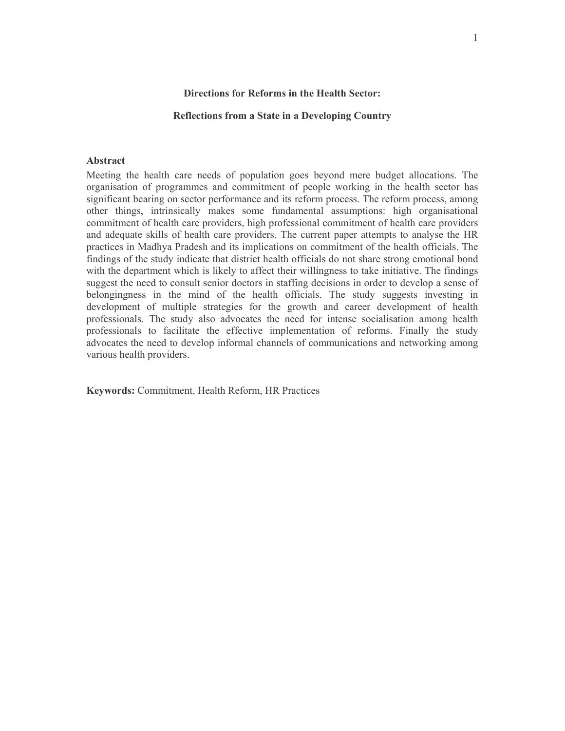# Directions for Reforms in the Health Sector:

## Reflections from a State in a Developing Country

### Abstract

Meeting the health care needs of population goes beyond mere budget allocations. The organisation of programmes and commitment of people working in the health sector has significant bearing on sector performance and its reform process. The reform process, among other things, intrinsically makes some fundamental assumptions: high organisational commitment of health care providers, high professional commitment of health care providers and adequate skills of health care providers. The current paper attempts to analyse the HR practices in Madhya Pradesh and its implications on commitment of the health officials. The findings of the study indicate that district health officials do not share strong emotional bond with the department which is likely to affect their willingness to take initiative. The findings suggest the need to consult senior doctors in staffing decisions in order to develop a sense of belongingness in the mind of the health officials. The study suggests investing in development of multiple strategies for the growth and career development of health professionals. The study also advocates the need for intense socialisation among health professionals to facilitate the effective implementation of reforms. Finally the study advocates the need to develop informal channels of communications and networking among various health providers.

**Keywords:** Commitment, Health Reform, HR Practices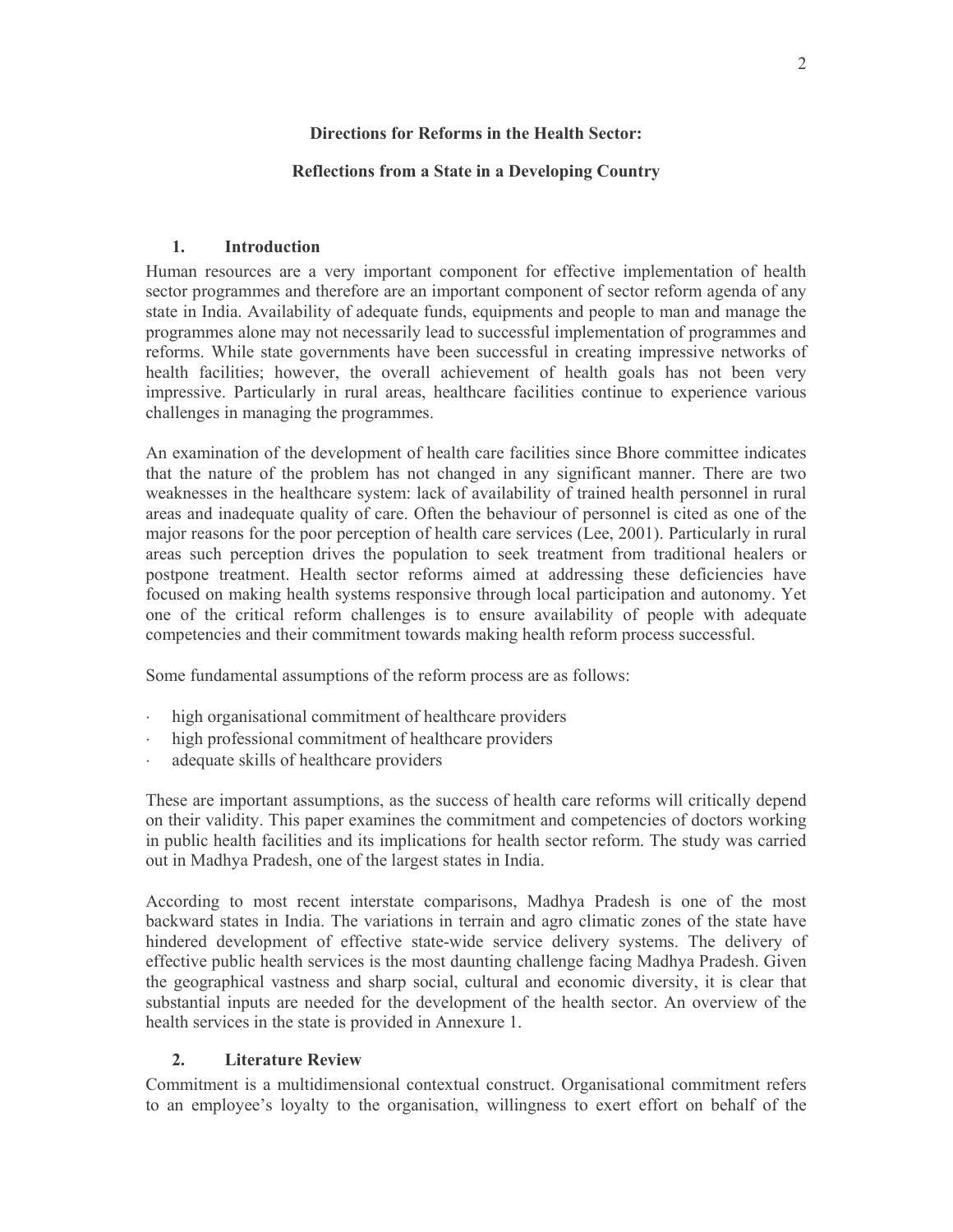**Directions for Reforms in the Health Sector:**

**Reflections from a State in a Developing Country**

## 1. Introduction

Human resources are a very important component for effective implementation of health sector programmes and therefore are an important component of sector reform agenda of any state in India. Availability of adequate funds, equipments and people to man and manage the programmes alone may not necessarily lead to successful implementation of programmes and reforms. While state governments have been successful in creating impressive networks of health facilities; however, the overall achievement of health goals has not been very impressive. Particularly in rural areas, healthcare facilities continue to experience various challenges in managing the programmes.

An examination of the development of health care facilities since Bhore committee indicates that the nature of the problem has not changed in any significant manner. There are two weaknesses in the healthcare system: lack of availability of trained health personnel in rural areas and inadequate quality of care. Often the behaviour of personnel is cited as one of the major reasons for the poor perception of health care services (Lee, 2001). Particularly in rural areas such perception drives the population to seek treatment from traditional healers or postpone treatment. Health sector reforms aimed at addressing these deficiencies have focused on making health systems responsive through local participation and autonomy. Yet one of the critical reform challenges is to ensure availability of people with adequate competencies and their commitment towards making health reform process successful.

Some fundamental assumptions of the reform process are as follows:

- high organisational commitment of healthcare providers
- high professional commitment of healthcare providers
- adequate skills of healthcare providers

These are important assumptions, as the success of health care reforms will critically depend on their validity. This paper examines the commitment and competencies of doctors working in public health facilities and its implications for health sector reform. The study was carried out in Madhya Pradesh, one of the largest states in India.

According to most recent interstate comparisons, Madhya Pradesh is one of the most backward states in India. The variations in terrain and agro climatic zones of the state have hindered development of effective state-wide service delivery systems. The delivery of effective public health services is the most daunting challenge facing Madhya Pradesh. Given the geographical vastness and sharp social, cultural and economic diversity, it is clear that substantial inputs are needed for the development of the health sector. An overview of the health services in the state is provided in Annexure 1.

## 2. Literature Review

Commitment is a multidimensional contextual construct. Organisational commitment refers to an employee's loyalty to the organisation, willingness to exert effort on behalf of the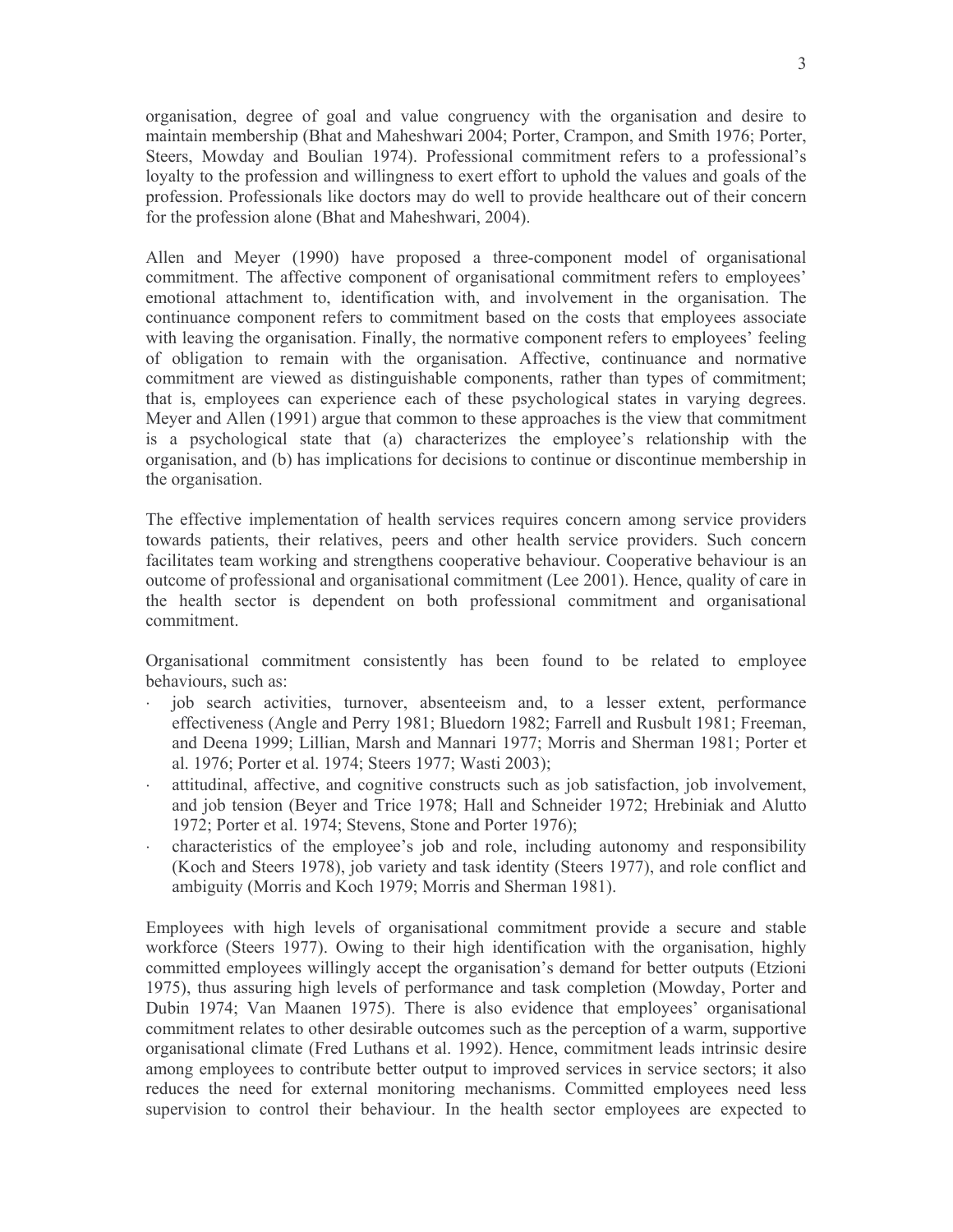organisation, degree of goal and value congruency with the organisation and desire to maintain membership (Bhat and Maheshwari 2004; Porter, Crampon, and Smith 1976; Porter, Steers, Mowday and Boulian 1974). Professional commitment refers to a professional's loyalty to the profession and willingness to exert effort to uphold the values and goals of the profession. Professionals like doctors may do well to provide healthcare out of their concern for the profession alone (Bhat and Maheshwari, 2004).

Allen and Meyer (1990) have proposed a three-component model of organisational commitment. The affective component of organisational commitment refers to employees' emotional attachment to, identification with, and involvement in the organisation. The continuance component refers to commitment based on the costs that employees associate with leaving the organisation. Finally, the normative component refers to employees' feeling of obligation to remain with the organisation. Affective, continuance and normative commitment are viewed as distinguishable components, rather than types of commitment; that is, employees can experience each of these psychological states in varying degrees. Meyer and Allen (1991) argue that common to these approaches is the view that commitment is a psychological state that (a) characterizes the employee's relationship with the organisation, and (b) has implications for decisions to continue or discontinue membership in the organisation.

The effective implementation of health services requires concern among service providers towards patients, their relatives, peers and other health service providers. Such concern facilitates team working and strengthens cooperative behaviour. Cooperative behaviour is an outcome of professional and organisational commitment (Lee 2001). Hence, quality of care in the health sector is dependent on both professional commitment and organisational commitment.

Organisational commitment consistently has been found to be related to employee behaviours, such as:

- job search activities, turnover, absenteeism and, to a lesser extent, performance effectiveness (Angle and Perry 1981; Bluedorn 1982; Farrell and Rusbult 1981; Freeman, and Deena 1999; Lillian, Marsh and Mannari 1977; Morris and Sherman 1981; Porter et al. 1976; Porter et al. 1974; Steers 1977; Wasti 2003);
- attitudinal, affective, and cognitive constructs such as job satisfaction, job involvement, and job tension (Beyer and Trice 1978; Hall and Schneider 1972; Hrebiniak and Alutto 1972; Porter et al. 1974; Stevens, Stone and Porter 1976);
- characteristics of the employee's job and role, including autonomy and responsibility (Koch and Steers 1978), job variety and task identity (Steers 1977), and role conflict and ambiguity (Morris and Koch 1979; Morris and Sherman 1981).

Employees with high levels of organisational commitment provide a secure and stable workforce (Steers 1977). Owing to their high identification with the organisation, highly committed employees willingly accept the organisation's demand for better outputs (Etzioni 1975), thus assuring high levels of performance and task completion (Mowday, Porter and Dubin 1974; Van Maanen 1975). There is also evidence that employees' organisational commitment relates to other desirable outcomes such as the perception of a warm, supportive organisational climate (Fred Luthans et al. 1992). Hence, commitment leads intrinsic desire among employees to contribute better output to improved services in service sectors; it also reduces the need for external monitoring mechanisms. Committed employees need less supervision to control their behaviour. In the health sector employees are expected to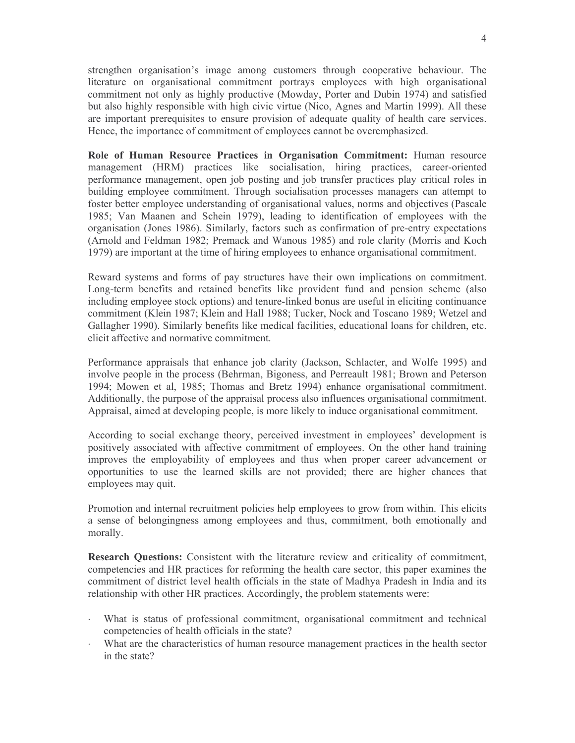strengthen organisation's image among customers through cooperative behaviour. The literature on organisational commitment portrays employees with high organisational commitment not only as highly productive (Mowday, Porter and Dubin 1974) and satisfied but also highly responsible with high civic virtue (Nico, Agnes and Martin 1999). All these are important prerequisites to ensure provision of adequate quality of health care services. Hence, the importance of commitment of employees cannot be overemphasized.

**Role of Human Resource Practices in Organisation Commitment:** Human resource management (HRM) practices like socialisation, hiring practices, career-oriented performance management, open job posting and job transfer practices play critical roles in building employee commitment. Through socialisation processes managers can attempt to foster better employee understanding of organisational values, norms and objectives (Pascale 1985; Van Maanen and Schein 1979), leading to identification of employees with the organisation (Jones 1986). Similarly, factors such as confirmation of pre-entry expectations (Arnold and Feldman 1982; Premack and Wanous 1985) and role clarity (Morris and Koch 1979) are important at the time of hiring employees to enhance organisational commitment.

Reward systems and forms of pay structures have their own implications on commitment. Long-term benefits and retained benefits like provident fund and pension scheme (also including employee stock options) and tenure-linked bonus are useful in eliciting continuance commitment (Klein 1987; Klein and Hall 1988; Tucker, Nock and Toscano 1989; Wetzel and Gallagher 1990). Similarly benefits like medical facilities, educational loans for children, etc. elicit affective and normative commitment.

Performance appraisals that enhance job clarity (Jackson, Schlacter, and Wolfe 1995) and involve people in the process (Behrman, Bigoness, and Perreault 1981; Brown and Peterson 1994; Mowen et al, 1985; Thomas and Bretz 1994) enhance organisational commitment. Additionally, the purpose of the appraisal process also influences organisational commitment. Appraisal, aimed at developing people, is more likely to induce organisational commitment.

According to social exchange theory, perceived investment in employees' development is positively associated with affective commitment of employees. On the other hand training improves the employability of employees and thus when proper career advancement or opportunities to use the learned skills are not provided; there are higher chances that employees may quit.

Promotion and internal recruitment policies help employees to grow from within. This elicits a sense of belongingness among employees and thus, commitment, both emotionally and morally.

**Research Questions:** Consistent with the literature review and criticality of commitment, competencies and HR practices for reforming the health care sector, this paper examines the commitment of district level health officials in the state of Madhya Pradesh in India and its relationship with other HR practices. Accordingly, the problem statements were:

- What is status of professional commitment, organisational commitment and technical competencies of health officials in the state?
- What are the characteristics of human resource management practices in the health sector in the state?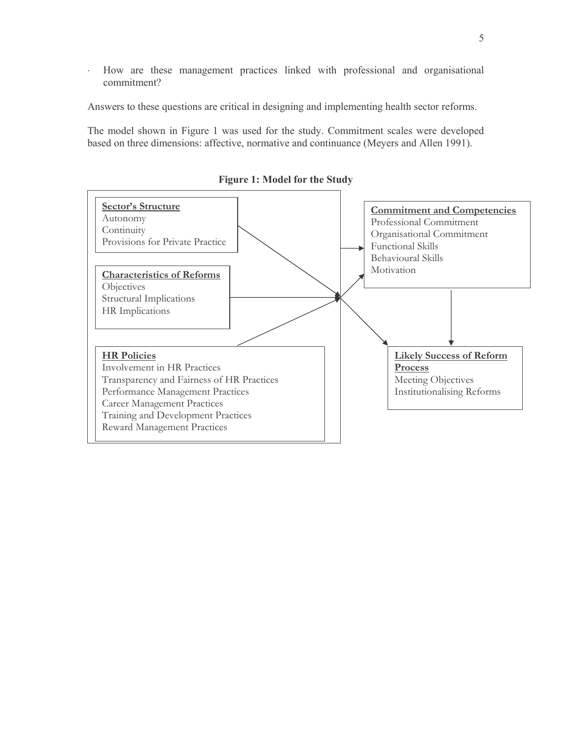- How are these management practices linked with professional and organisational commitment?

Answers to these questions are critical in designing and implementing health sector reforms.

The model shown in Figure 1 was used for the study. Commitment scales were developed based on three dimensions: affective, normative and continuance (Meyers and Allen 1991).

**Figure 1: Model for the Study**

**Sector's Structure**
Autonomy
Continuity
Provisions for Private Practice

**Characteristics of Reforms**
Objectives
Structural Implications
HR Implications

**HR Policies**
Involvement in HR Practices
Transparency and Fairness of HR Practices
Performance Management Practices
Career Management Practices
Training and Development Practices
Reward Management Practices

**Commitment and Competencies**
Professional Commitment
Organisational Commitment
Functional Skills
Behavioural Skills
Motivation

**Likely Success of Reform Process**
Meeting Objectives
Institutionalising Reforms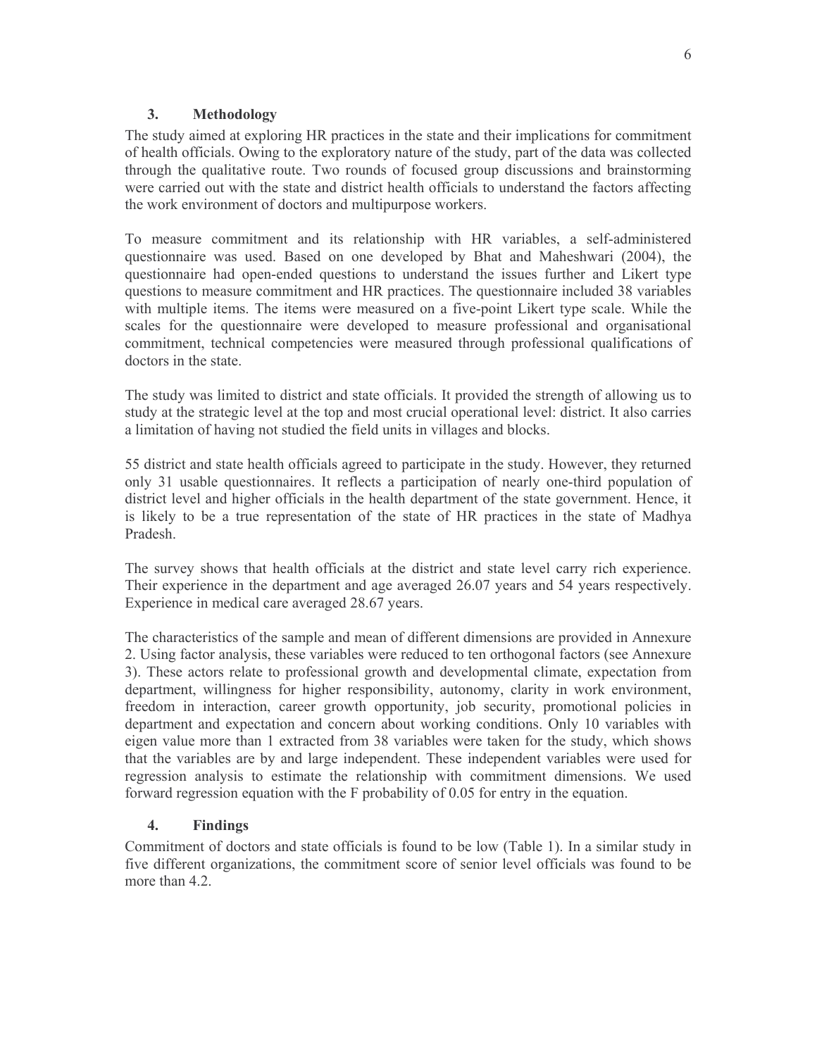## 3. Methodology

The study aimed at exploring HR practices in the state and their implications for commitment of health officials. Owing to the exploratory nature of the study, part of the data was collected through the qualitative route. Two rounds of focused group discussions and brainstorming were carried out with the state and district health officials to understand the factors affecting the work environment of doctors and multipurpose workers.

To measure commitment and its relationship with HR variables, a self-administered questionnaire was used. Based on one developed by Bhat and Maheshwari (2004), the questionnaire had open-ended questions to understand the issues further and Likert type questions to measure commitment and HR practices. The questionnaire included 38 variables with multiple items. The items were measured on a five-point Likert type scale. While the scales for the questionnaire were developed to measure professional and organisational commitment, technical competencies were measured through professional qualifications of doctors in the state.

The study was limited to district and state officials. It provided the strength of allowing us to study at the strategic level at the top and most crucial operational level: district. It also carries a limitation of having not studied the field units in villages and blocks.

55 district and state health officials agreed to participate in the study. However, they returned only 31 usable questionnaires. It reflects a participation of nearly one-third population of district level and higher officials in the health department of the state government. Hence, it is likely to be a true representation of the state of HR practices in the state of Madhya Pradesh.

The survey shows that health officials at the district and state level carry rich experience. Their experience in the department and age averaged 26.07 years and 54 years respectively. Experience in medical care averaged 28.67 years.

The characteristics of the sample and mean of different dimensions are provided in Annexure 2. Using factor analysis, these variables were reduced to ten orthogonal factors (see Annexure 3). These actors relate to professional growth and developmental climate, expectation from department, willingness for higher responsibility, autonomy, clarity in work environment, freedom in interaction, career growth opportunity, job security, promotional policies in department and expectation and concern about working conditions. Only 10 variables with eigen value more than 1 extracted from 38 variables were taken for the study, which shows that the variables are by and large independent. These independent variables were used for regression analysis to estimate the relationship with commitment dimensions. We used forward regression equation with the F probability of 0.05 for entry in the equation.

## 4. Findings

Commitment of doctors and state officials is found to be low (Table 1). In a similar study in five different organizations, the commitment score of senior level officials was found to be more than 4.2.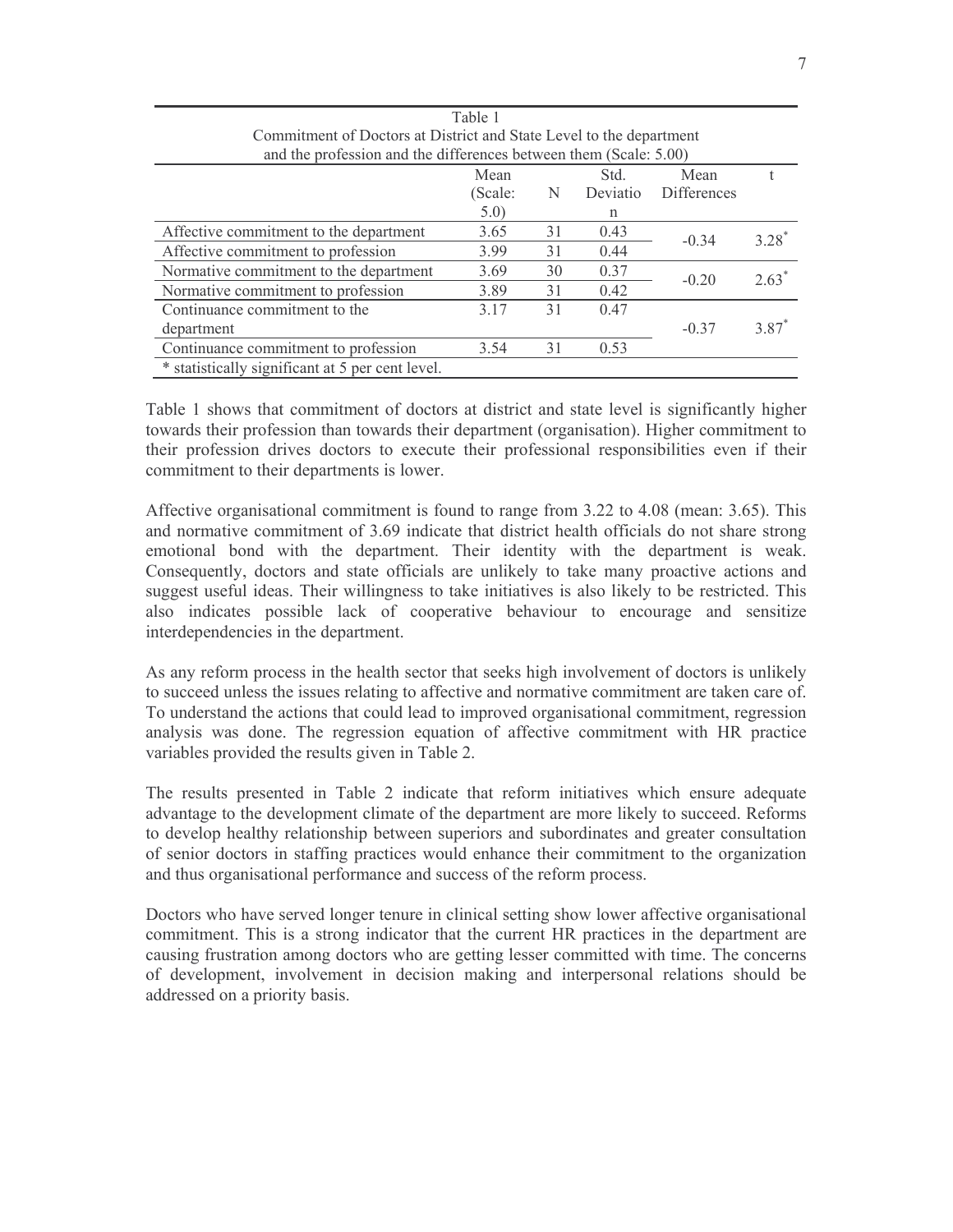Table 1
Commitment of Doctors at District and State Level to the department and the profession and the differences between them (Scale: 5.00)

| | Mean (Scale: 5.0) | N | Std. Deviation | Mean Differences | t |
|---|---|---|---|---|---|
| Affective commitment to the department | 3.65 | 31 | 0.43 | -0.34 | 3.28* |
| Affective commitment to profession | 3.99 | 31 | 0.44 | | |
| Normative commitment to the department | 3.69 | 30 | 0.37 | -0.20 | 2.63* |
| Normative commitment to profession | 3.89 | 31 | 0.42 | | |
| Continuance commitment to the department | 3.17 | 31 | 0.47 | -0.37 | 3.87* |
| Continuance commitment to profession | 3.54 | 31 | 0.53 | | |

\* statistically significant at 5 per cent level.

Table 1 shows that commitment of doctors at district and state level is significantly higher towards their profession than towards their department (organisation). Higher commitment to their profession drives doctors to execute their professional responsibilities even if their commitment to their departments is lower.

Affective organisational commitment is found to range from 3.22 to 4.08 (mean: 3.65). This and normative commitment of 3.69 indicate that district health officials do not share strong emotional bond with the department. Their identity with the department is weak. Consequently, doctors and state officials are unlikely to take many proactive actions and suggest useful ideas. Their willingness to take initiatives is also likely to be restricted. This also indicates possible lack of cooperative behaviour to encourage and sensitize interdependencies in the department.

As any reform process in the health sector that seeks high involvement of doctors is unlikely to succeed unless the issues relating to affective and normative commitment are taken care of. To understand the actions that could lead to improved organisational commitment, regression analysis was done. The regression equation of affective commitment with HR practice variables provided the results given in Table 2.

The results presented in Table 2 indicate that reform initiatives which ensure adequate advantage to the development climate of the department are more likely to succeed. Reforms to develop healthy relationship between superiors and subordinates and greater consultation of senior doctors in staffing practices would enhance their commitment to the organization and thus organisational performance and success of the reform process.

Doctors who have served longer tenure in clinical setting show lower affective organisational commitment. This is a strong indicator that the current HR practices in the department are causing frustration among doctors who are getting lesser committed with time. The concerns of development, involvement in decision making and interpersonal relations should be addressed on a priority basis.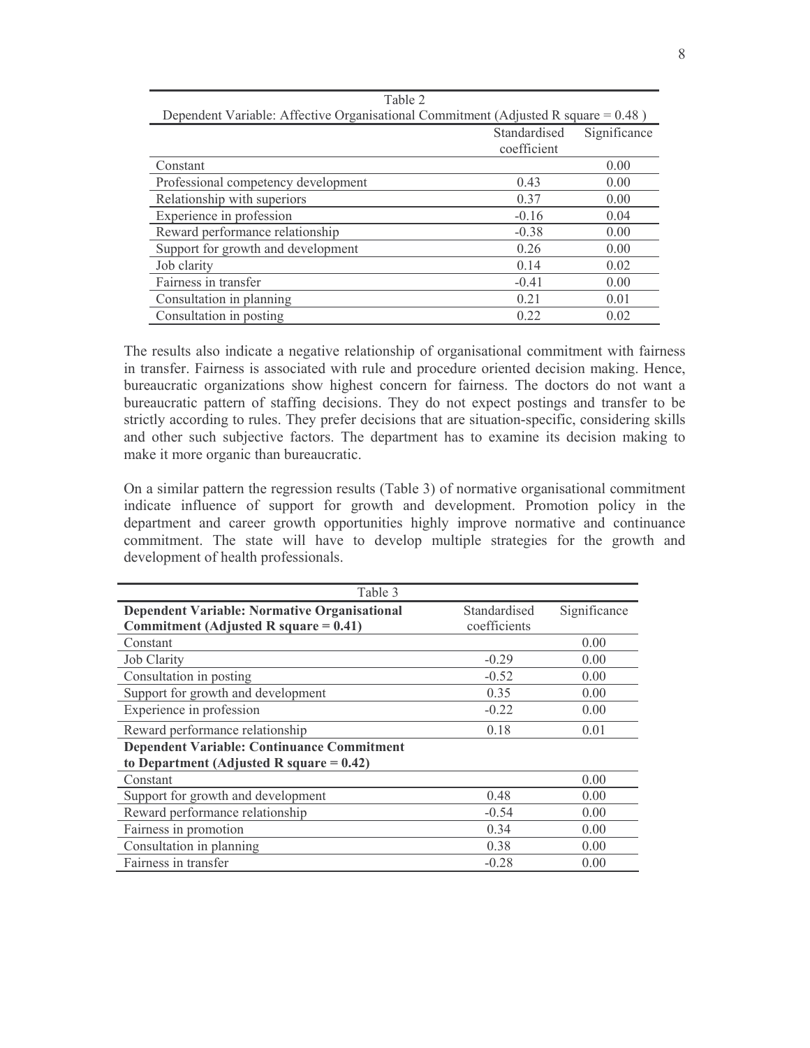Table 2

| Dependent Variable: Affective Organisational Commitment (Adjusted R square = 0.48 ) | Standardised coefficient | Significance |
|---|---|---|
| Constant | | 0.00 |
| Professional competency development | 0.43 | 0.00 |
| Relationship with superiors | 0.37 | 0.00 |
| Experience in profession | -0.16 | 0.04 |
| Reward performance relationship | -0.38 | 0.00 |
| Support for growth and development | 0.26 | 0.00 |
| Job clarity | 0.14 | 0.02 |
| Fairness in transfer | -0.41 | 0.00 |
| Consultation in planning | 0.21 | 0.01 |
| Consultation in posting | 0.22 | 0.02 |

The results also indicate a negative relationship of organisational commitment with fairness in transfer. Fairness is associated with rule and procedure oriented decision making. Hence, bureaucratic organizations show highest concern for fairness. The doctors do not want a bureaucratic pattern of staffing decisions. They do not expect postings and transfer to be strictly according to rules. They prefer decisions that are situation-specific, considering skills and other such subjective factors. The department has to examine its decision making to make it more organic than bureaucratic.

On a similar pattern the regression results (Table 3) of normative organisational commitment indicate influence of support for growth and development. Promotion policy in the department and career growth opportunities highly improve normative and continuance commitment. The state will have to develop multiple strategies for the growth and development of health professionals.

Table 3

| **Dependent Variable: Normative Organisational Commitment (Adjusted R square = 0.41)** | Standardised coefficients | Significance |
|---|---|---|
| Constant | | 0.00 |
| Job Clarity | -0.29 | 0.00 |
| Consultation in posting | -0.52 | 0.00 |
| Support for growth and development | 0.35 | 0.00 |
| Experience in profession | -0.22 | 0.00 |
| Reward performance relationship | 0.18 | 0.01 |
| **Dependent Variable: Continuance Commitment to Department (Adjusted R square = 0.42)** | | |
| Constant | | 0.00 |
| Support for growth and development | 0.48 | 0.00 |
| Reward performance relationship | -0.54 | 0.00 |
| Fairness in promotion | 0.34 | 0.00 |
| Consultation in planning | 0.38 | 0.00 |
| Fairness in transfer | -0.28 | 0.00 |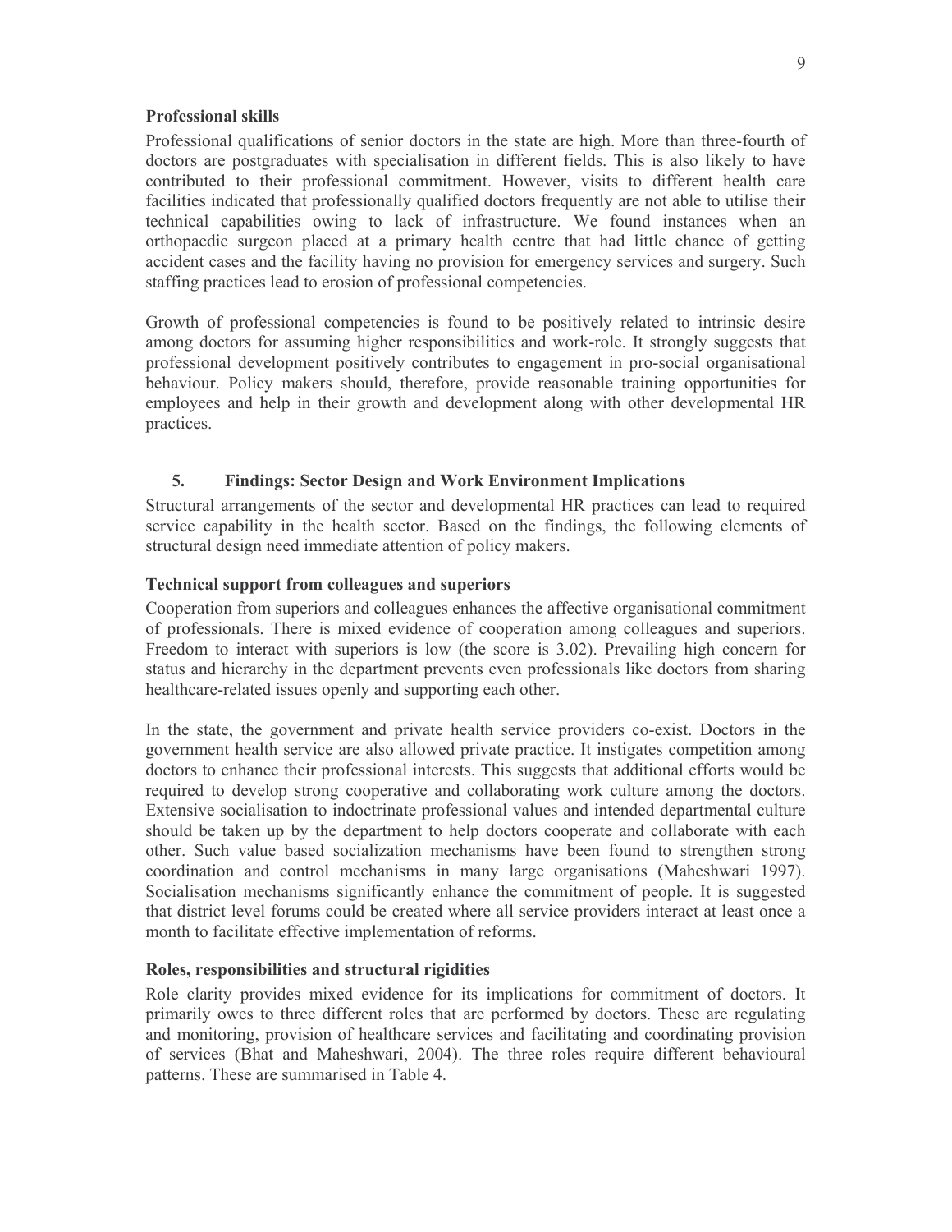### Professional skills

Professional qualifications of senior doctors in the state are high. More than three-fourth of doctors are postgraduates with specialisation in different fields. This is also likely to have contributed to their professional commitment. However, visits to different health care facilities indicated that professionally qualified doctors frequently are not able to utilise their technical capabilities owing to lack of infrastructure. We found instances when an orthopaedic surgeon placed at a primary health centre that had little chance of getting accident cases and the facility having no provision for emergency services and surgery. Such staffing practices lead to erosion of professional competencies.

Growth of professional competencies is found to be positively related to intrinsic desire among doctors for assuming higher responsibilities and work-role. It strongly suggests that professional development positively contributes to engagement in pro-social organisational behaviour. Policy makers should, therefore, provide reasonable training opportunities for employees and help in their growth and development along with other developmental HR practices.

## 5. Findings: Sector Design and Work Environment Implications

Structural arrangements of the sector and developmental HR practices can lead to required service capability in the health sector. Based on the findings, the following elements of structural design need immediate attention of policy makers.

### Technical support from colleagues and superiors

Cooperation from superiors and colleagues enhances the affective organisational commitment of professionals. There is mixed evidence of cooperation among colleagues and superiors. Freedom to interact with superiors is low (the score is 3.02). Prevailing high concern for status and hierarchy in the department prevents even professionals like doctors from sharing healthcare-related issues openly and supporting each other.

In the state, the government and private health service providers co-exist. Doctors in the government health service are also allowed private practice. It instigates competition among doctors to enhance their professional interests. This suggests that additional efforts would be required to develop strong cooperative and collaborating work culture among the doctors. Extensive socialisation to indoctrinate professional values and intended departmental culture should be taken up by the department to help doctors cooperate and collaborate with each other. Such value based socialization mechanisms have been found to strengthen strong coordination and control mechanisms in many large organisations (Maheshwari 1997). Socialisation mechanisms significantly enhance the commitment of people. It is suggested that district level forums could be created where all service providers interact at least once a month to facilitate effective implementation of reforms.

### Roles, responsibilities and structural rigidities

Role clarity provides mixed evidence for its implications for commitment of doctors. It primarily owes to three different roles that are performed by doctors. These are regulating and monitoring, provision of healthcare services and facilitating and coordinating provision of services (Bhat and Maheshwari, 2004). The three roles require different behavioural patterns. These are summarised in Table 4.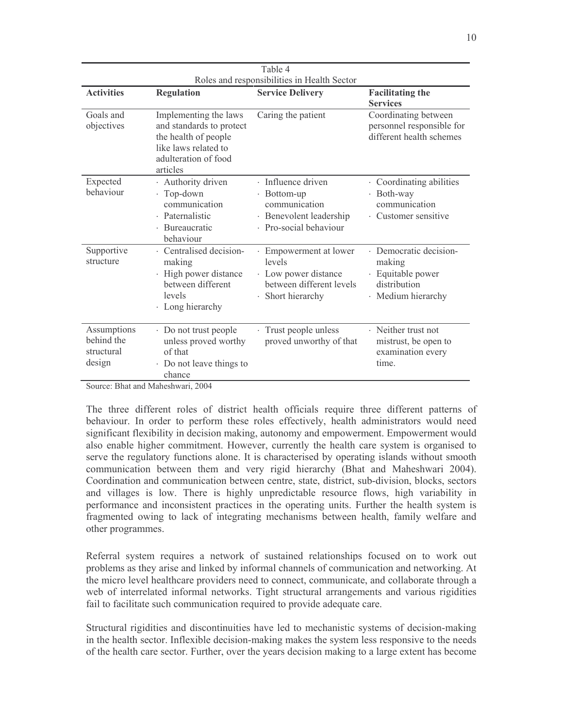Table 4
Roles and responsibilities in Health Sector

| Activities | Regulation | Service Delivery | Facilitating the Services |
|---|---|---|---|
| Goals and objectives | Implementing the laws and standards to protect the health of people like laws related to adulteration of food articles | Caring the patient | Coordinating between personnel responsible for different health schemes |
| Expected behaviour | · Authority driven<br>· Top-down communication<br>· Paternalistic<br>· Bureaucratic behaviour | · Influence driven<br>· Bottom-up communication<br>· Benevolent leadership<br>· Pro-social behaviour | · Coordinating abilities<br>· Both-way communication<br>· Customer sensitive |
| Supportive structure | · Centralised decision-making<br>· High power distance between different levels<br>· Long hierarchy | · Empowerment at lower levels<br>· Low power distance between different levels<br>· Short hierarchy | · Democratic decision-making<br>· Equitable power distribution<br>· Medium hierarchy |
| Assumptions behind the structural design | · Do not trust people unless proved worthy of that<br>· Do not leave things to chance | · Trust people unless proved unworthy of that | · Neither trust not mistrust, be open to examination every time. |

Source: Bhat and Maheshwari, 2004

The three different roles of district health officials require three different patterns of behaviour. In order to perform these roles effectively, health administrators would need significant flexibility in decision making, autonomy and empowerment. Empowerment would also enable higher commitment. However, currently the health care system is organised to serve the regulatory functions alone. It is characterised by operating islands without smooth communication between them and very rigid hierarchy (Bhat and Maheshwari 2004). Coordination and communication between centre, state, district, sub-division, blocks, sectors and villages is low. There is highly unpredictable resource flows, high variability in performance and inconsistent practices in the operating units. Further the health system is fragmented owing to lack of integrating mechanisms between health, family welfare and other programmes.

Referral system requires a network of sustained relationships focused on to work out problems as they arise and linked by informal channels of communication and networking. At the micro level healthcare providers need to connect, communicate, and collaborate through a web of interrelated informal networks. Tight structural arrangements and various rigidities fail to facilitate such communication required to provide adequate care.

Structural rigidities and discontinuities have led to mechanistic systems of decision-making in the health sector. Inflexible decision-making makes the system less responsive to the needs of the health care sector. Further, over the years decision making to a large extent has become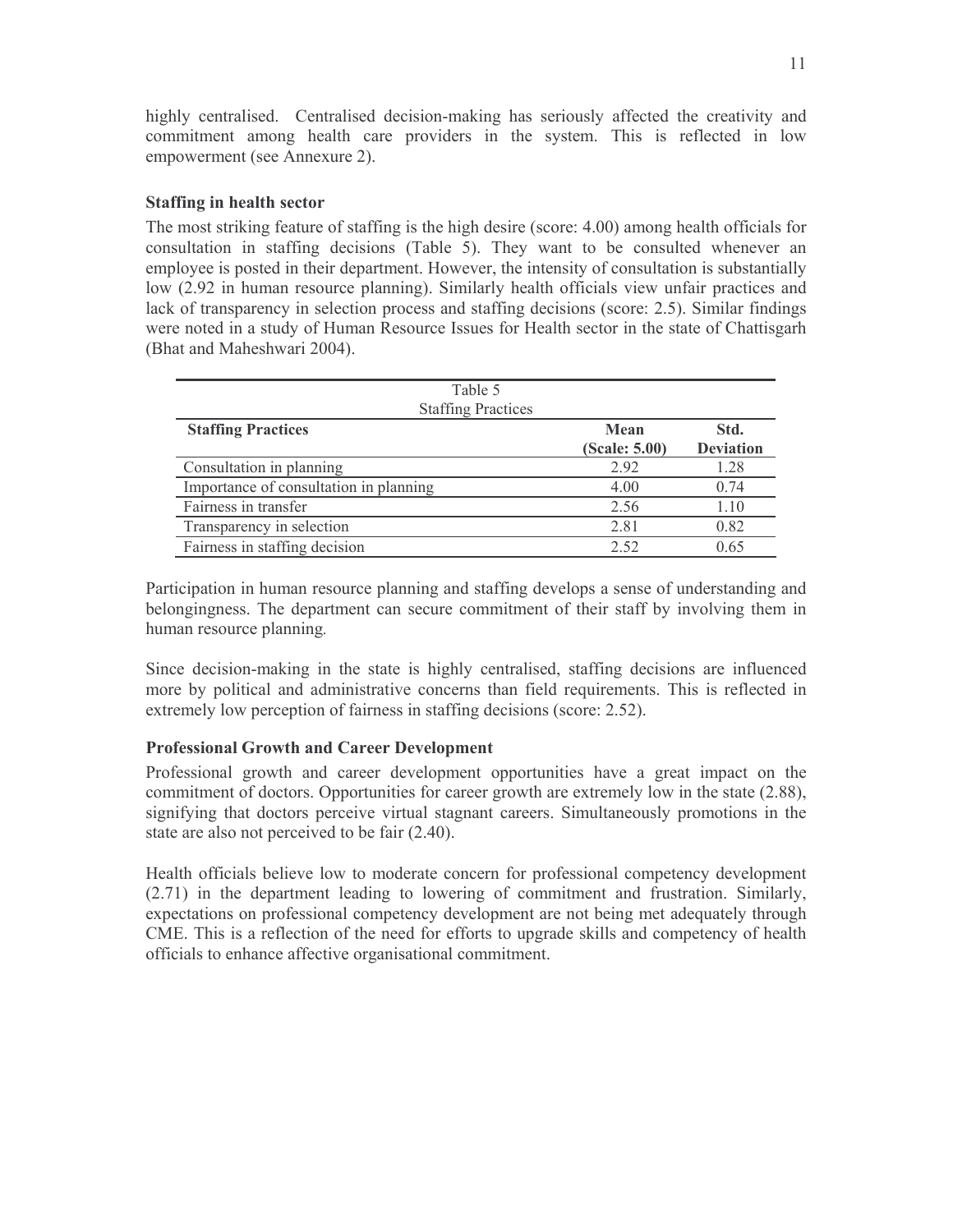highly centralised. Centralised decision-making has seriously affected the creativity and commitment among health care providers in the system. This is reflected in low empowerment (see Annexure 2).

**Staffing in health sector**

The most striking feature of staffing is the high desire (score: 4.00) among health officials for consultation in staffing decisions (Table 5). They want to be consulted whenever an employee is posted in their department. However, the intensity of consultation is substantially low (2.92 in human resource planning). Similarly health officials view unfair practices and lack of transparency in selection process and staffing decisions (score: 2.5). Similar findings were noted in a study of Human Resource Issues for Health sector in the state of Chattisgarh (Bhat and Maheshwari 2004).

Table 5
Staffing Practices

| **Staffing Practices** | **Mean (Scale: 5.00)** | **Std. Deviation** |
|---|---|---|
| Consultation in planning | 2.92 | 1.28 |
| Importance of consultation in planning | 4.00 | 0.74 |
| Fairness in transfer | 2.56 | 1.10 |
| Transparency in selection | 2.81 | 0.82 |
| Fairness in staffing decision | 2.52 | 0.65 |

Participation in human resource planning and staffing develops a sense of understanding and belongingness. The department can secure commitment of their staff by involving them in human resource planning.

Since decision-making in the state is highly centralised, staffing decisions are influenced more by political and administrative concerns than field requirements. This is reflected in extremely low perception of fairness in staffing decisions (score: 2.52).

**Professional Growth and Career Development**

Professional growth and career development opportunities have a great impact on the commitment of doctors. Opportunities for career growth are extremely low in the state (2.88), signifying that doctors perceive virtual stagnant careers. Simultaneously promotions in the state are also not perceived to be fair (2.40).

Health officials believe low to moderate concern for professional competency development (2.71) in the department leading to lowering of commitment and frustration. Similarly, expectations on professional competency development are not being met adequately through CME. This is a reflection of the need for efforts to upgrade skills and competency of health officials to enhance affective organisational commitment.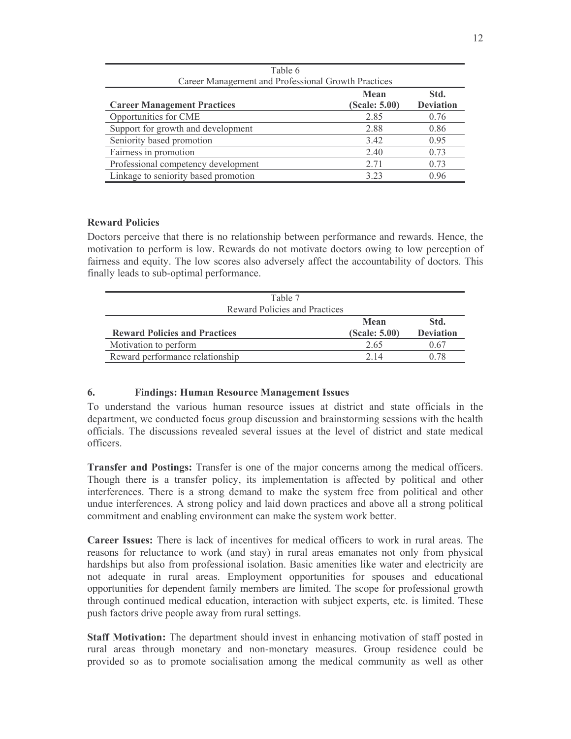Table 6
Career Management and Professional Growth Practices

| Career Management Practices | Mean (Scale: 5.00) | Std. Deviation |
|---|---|---|
| Opportunities for CME | 2.85 | 0.76 |
| Support for growth and development | 2.88 | 0.86 |
| Seniority based promotion | 3.42 | 0.95 |
| Fairness in promotion | 2.40 | 0.73 |
| Professional competency development | 2.71 | 0.73 |
| Linkage to seniority based promotion | 3.23 | 0.96 |

**Reward Policies**

Doctors perceive that there is no relationship between performance and rewards. Hence, the motivation to perform is low. Rewards do not motivate doctors owing to low perception of fairness and equity. The low scores also adversely affect the accountability of doctors. This finally leads to sub-optimal performance.

Table 7
Reward Policies and Practices

| Reward Policies and Practices | Mean (Scale: 5.00) | Std. Deviation |
|---|---|---|
| Motivation to perform | 2.65 | 0.67 |
| Reward performance relationship | 2.14 | 0.78 |

## 6. Findings: Human Resource Management Issues

To understand the various human resource issues at district and state officials in the department, we conducted focus group discussion and brainstorming sessions with the health officials. The discussions revealed several issues at the level of district and state medical officers.

**Transfer and Postings:** Transfer is one of the major concerns among the medical officers. Though there is a transfer policy, its implementation is affected by political and other interferences. There is a strong demand to make the system free from political and other undue interferences. A strong policy and laid down practices and above all a strong political commitment and enabling environment can make the system work better.

**Career Issues:** There is lack of incentives for medical officers to work in rural areas. The reasons for reluctance to work (and stay) in rural areas emanates not only from physical hardships but also from professional isolation. Basic amenities like water and electricity are not adequate in rural areas. Employment opportunities for spouses and educational opportunities for dependent family members are limited. The scope for professional growth through continued medical education, interaction with subject experts, etc. is limited. These push factors drive people away from rural settings.

**Staff Motivation:** The department should invest in enhancing motivation of staff posted in rural areas through monetary and non-monetary measures. Group residence could be provided so as to promote socialisation among the medical community as well as other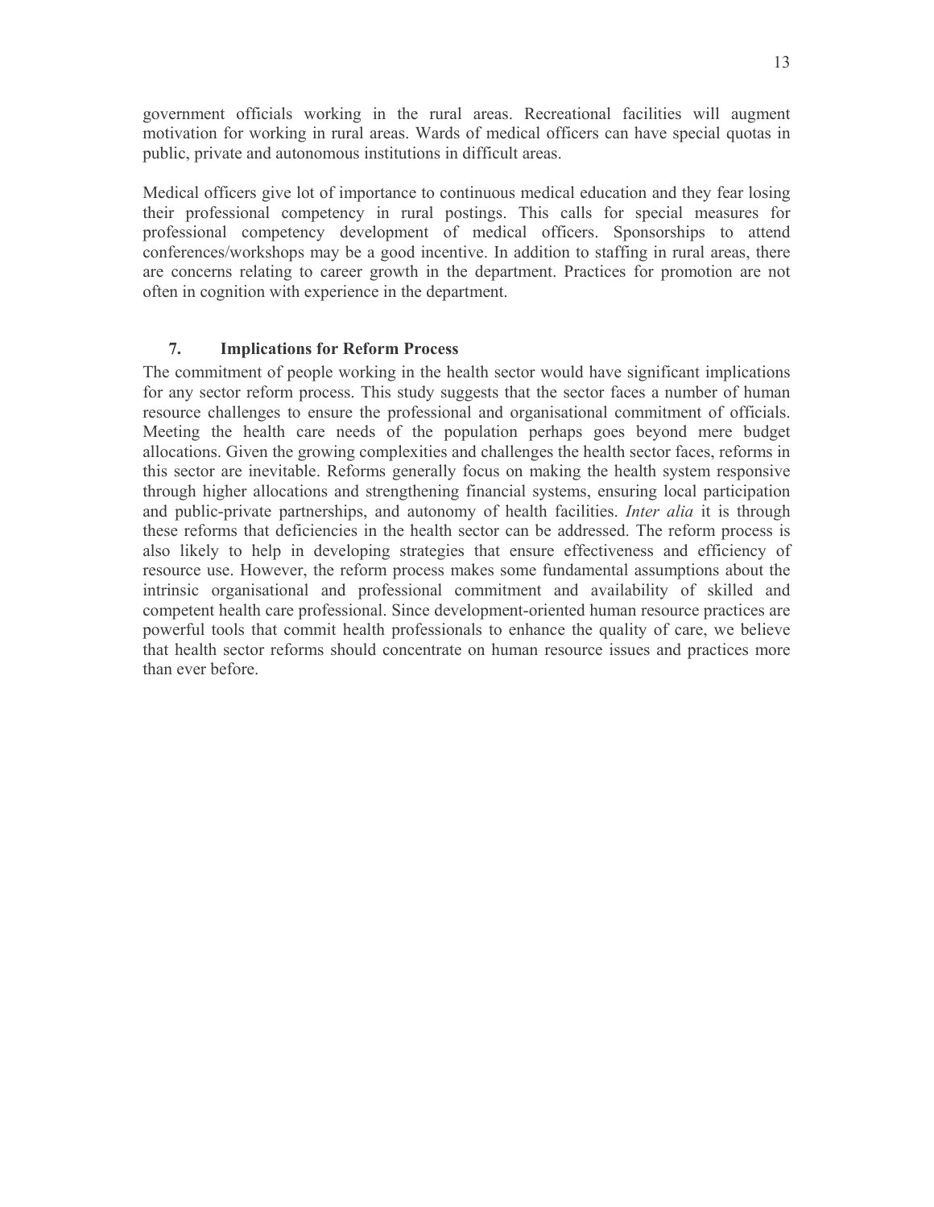government officials working in the rural areas. Recreational facilities will augment motivation for working in rural areas. Wards of medical officers can have special quotas in public, private and autonomous institutions in difficult areas.

Medical officers give lot of importance to continuous medical education and they fear losing their professional competency in rural postings. This calls for special measures for professional competency development of medical officers. Sponsorships to attend conferences/workshops may be a good incentive. In addition to staffing in rural areas, there are concerns relating to career growth in the department. Practices for promotion are not often in cognition with experience in the department.

## 7. Implications for Reform Process

The commitment of people working in the health sector would have significant implications for any sector reform process. This study suggests that the sector faces a number of human resource challenges to ensure the professional and organisational commitment of officials. Meeting the health care needs of the population perhaps goes beyond mere budget allocations. Given the growing complexities and challenges the health sector faces, reforms in this sector are inevitable. Reforms generally focus on making the health system responsive through higher allocations and strengthening financial systems, ensuring local participation and public-private partnerships, and autonomy of health facilities. *Inter alia* it is through these reforms that deficiencies in the health sector can be addressed. The reform process is also likely to help in developing strategies that ensure effectiveness and efficiency of resource use. However, the reform process makes some fundamental assumptions about the intrinsic organisational and professional commitment and availability of skilled and competent health care professional. Since development-oriented human resource practices are powerful tools that commit health professionals to enhance the quality of care, we believe that health sector reforms should concentrate on human resource issues and practices more than ever before.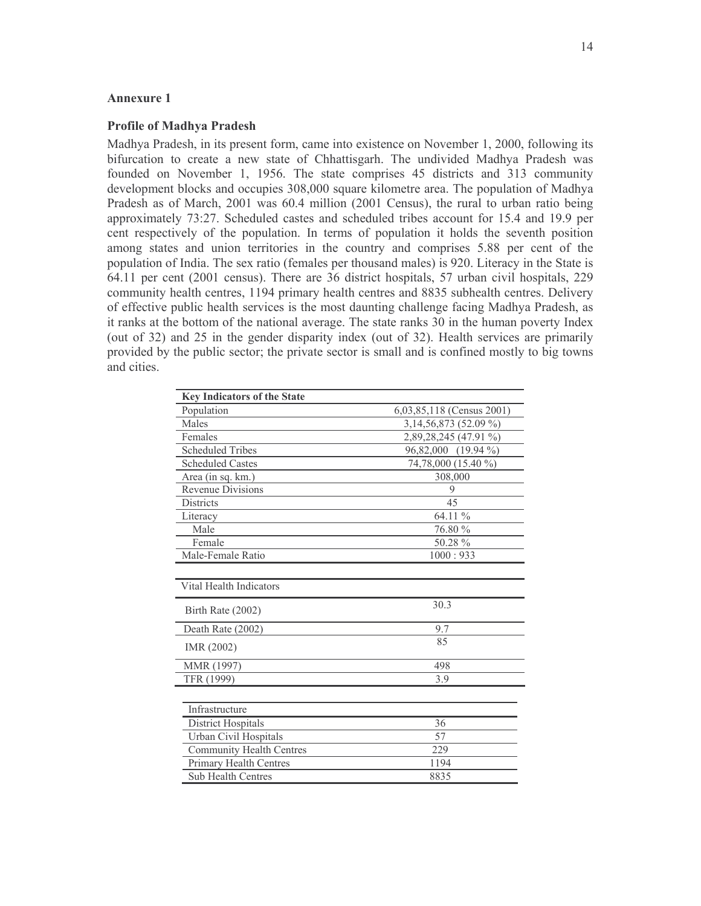**Annexure 1**

**Profile of Madhya Pradesh**

Madhya Pradesh, in its present form, came into existence on November 1, 2000, following its bifurcation to create a new state of Chhattisgarh. The undivided Madhya Pradesh was founded on November 1, 1956. The state comprises 45 districts and 313 community development blocks and occupies 308,000 square kilometre area. The population of Madhya Pradesh as of March, 2001 was 60.4 million (2001 Census), the rural to urban ratio being approximately 73:27. Scheduled castes and scheduled tribes account for 15.4 and 19.9 per cent respectively of the population. In terms of population it holds the seventh position among states and union territories in the country and comprises 5.88 per cent of the population of India. The sex ratio (females per thousand males) is 920. Literacy in the State is 64.11 per cent (2001 census). There are 36 district hospitals, 57 urban civil hospitals, 229 community health centres, 1194 primary health centres and 8835 subhealth centres. Delivery of effective public health services is the most daunting challenge facing Madhya Pradesh, as it ranks at the bottom of the national average. The state ranks 30 in the human poverty Index (out of 32) and 25 in the gender disparity index (out of 32). Health services are primarily provided by the public sector; the private sector is small and is confined mostly to big towns and cities.

| **Key Indicators of the State** | |
|---|---|
| Population | 6,03,85,118 (Census 2001) |
| Males | 3,14,56,873 (52.09 %) |
| Females | 2,89,28,245 (47.91 %) |
| Scheduled Tribes | 96,82,000 (19.94 %) |
| Scheduled Castes | 74,78,000 (15.40 %) |
| Area (in sq. km.) | 308,000 |
| Revenue Divisions | 9 |
| Districts | 45 |
| Literacy | 64.11 % |
| Male | 76.80 % |
| Female | 50.28 % |
| Male-Female Ratio | 1000 : 933 |

| Vital Health Indicators | |
|---|---|
| Birth Rate (2002) | 30.3 |
| Death Rate (2002) | 9.7 |
| IMR (2002) | 85 |
| MMR (1997) | 498 |
| TFR (1999) | 3.9 |

| Infrastructure | |
|---|---|
| District Hospitals | 36 |
| Urban Civil Hospitals | 57 |
| Community Health Centres | 229 |
| Primary Health Centres | 1194 |
| Sub Health Centres | 8835 |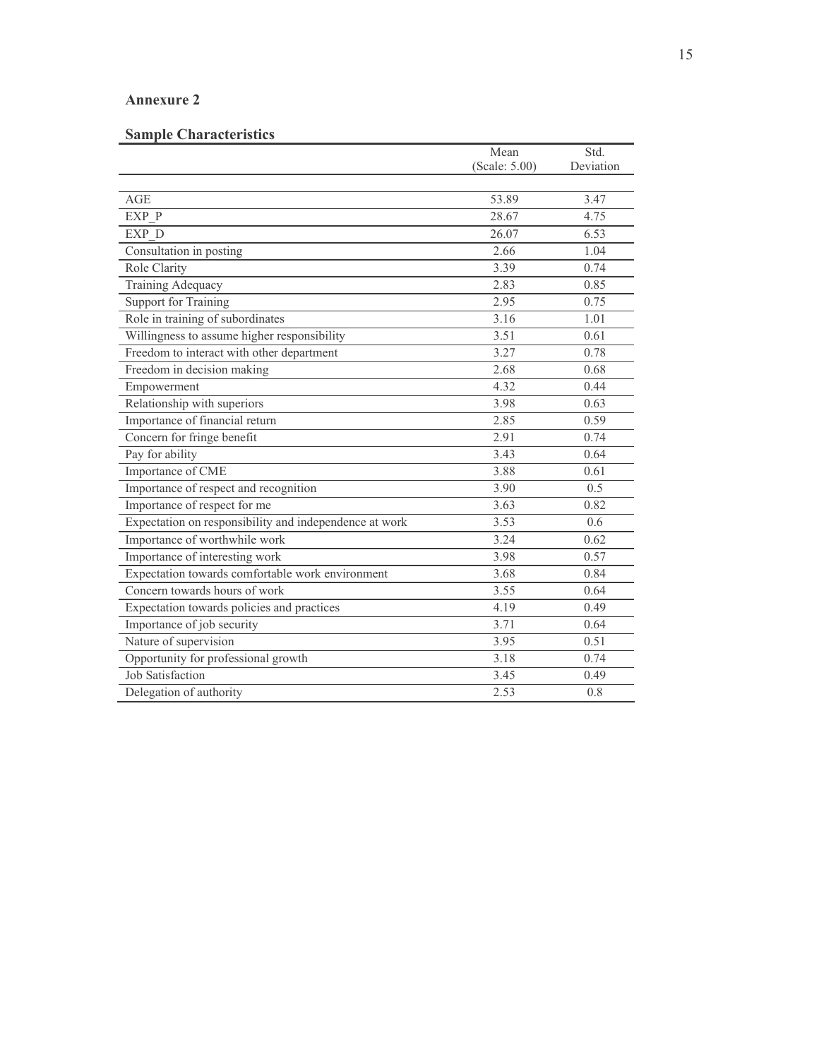## Annexure 2

### Sample Characteristics

| | Mean (Scale: 5.00) | Std. Deviation |
|---|---|---|
| AGE | 53.89 | 3.47 |
| EXP_P | 28.67 | 4.75 |
| EXP_D | 26.07 | 6.53 |
| Consultation in posting | 2.66 | 1.04 |
| Role Clarity | 3.39 | 0.74 |
| Training Adequacy | 2.83 | 0.85 |
| Support for Training | 2.95 | 0.75 |
| Role in training of subordinates | 3.16 | 1.01 |
| Willingness to assume higher responsibility | 3.51 | 0.61 |
| Freedom to interact with other department | 3.27 | 0.78 |
| Freedom in decision making | 2.68 | 0.68 |
| Empowerment | 4.32 | 0.44 |
| Relationship with superiors | 3.98 | 0.63 |
| Importance of financial return | 2.85 | 0.59 |
| Concern for fringe benefit | 2.91 | 0.74 |
| Pay for ability | 3.43 | 0.64 |
| Importance of CME | 3.88 | 0.61 |
| Importance of respect and recognition | 3.90 | 0.5 |
| Importance of respect for me | 3.63 | 0.82 |
| Expectation on responsibility and independence at work | 3.53 | 0.6 |
| Importance of worthwhile work | 3.24 | 0.62 |
| Importance of interesting work | 3.98 | 0.57 |
| Expectation towards comfortable work environment | 3.68 | 0.84 |
| Concern towards hours of work | 3.55 | 0.64 |
| Expectation towards policies and practices | 4.19 | 0.49 |
| Importance of job security | 3.71 | 0.64 |
| Nature of supervision | 3.95 | 0.51 |
| Opportunity for professional growth | 3.18 | 0.74 |
| Job Satisfaction | 3.45 | 0.49 |
| Delegation of authority | 2.53 | 0.8 |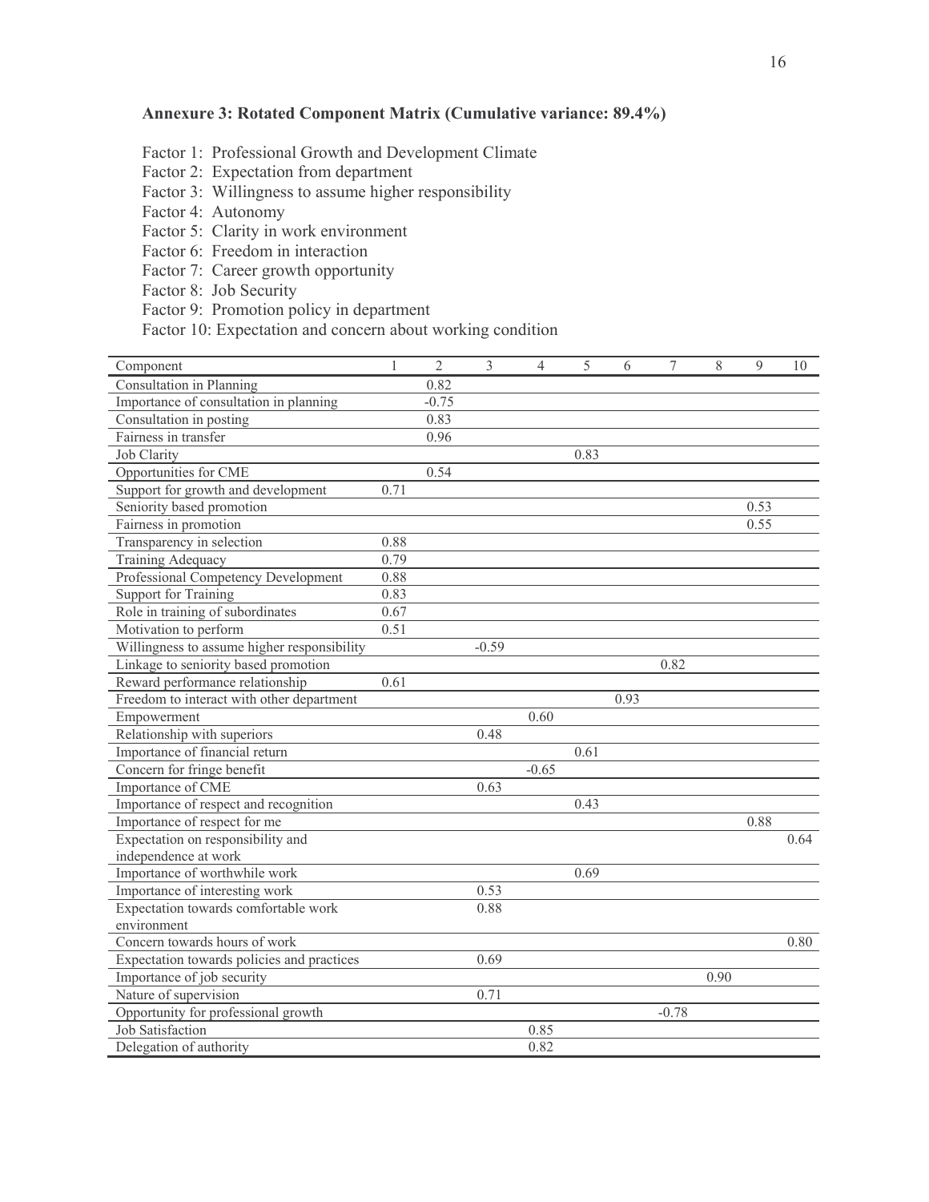**Annexure 3: Rotated Component Matrix (Cumulative variance: 89.4%)**

Factor 1: Professional Growth and Development Climate
Factor 2: Expectation from department
Factor 3: Willingness to assume higher responsibility
Factor 4: Autonomy
Factor 5: Clarity in work environment
Factor 6: Freedom in interaction
Factor 7: Career growth opportunity
Factor 8: Job Security
Factor 9: Promotion policy in department
Factor 10: Expectation and concern about working condition

| Component | 1 | 2 | 3 | 4 | 5 | 6 | 7 | 8 | 9 | 10 |
|---|---|---|---|---|---|---|---|---|---|---|
| Consultation in Planning | | 0.82 | | | | | | | | |
| Importance of consultation in planning | | -0.75 | | | | | | | | |
| Consultation in posting | | 0.83 | | | | | | | | |
| Fairness in transfer | | 0.96 | | | | | | | | |
| Job Clarity | | | | | 0.83 | | | | | |
| Opportunities for CME | | 0.54 | | | | | | | | |
| Support for growth and development | 0.71 | | | | | | | | | |
| Seniority based promotion | | | | | | | | | 0.53 | |
| Fairness in promotion | | | | | | | | | 0.55 | |
| Transparency in selection | 0.88 | | | | | | | | | |
| Training Adequacy | 0.79 | | | | | | | | | |
| Professional Competency Development | 0.88 | | | | | | | | | |
| Support for Training | 0.83 | | | | | | | | | |
| Role in training of subordinates | 0.67 | | | | | | | | | |
| Motivation to perform | 0.51 | | | | | | | | | |
| Willingness to assume higher responsibility | | | -0.59 | | | | | | | |
| Linkage to seniority based promotion | | | | | | | 0.82 | | | |
| Reward performance relationship | 0.61 | | | | | | | | | |
| Freedom to interact with other department | | | | | | 0.93 | | | | |
| Empowerment | | | | 0.60 | | | | | | |
| Relationship with superiors | | | 0.48 | | | | | | | |
| Importance of financial return | | | | | 0.61 | | | | | |
| Concern for fringe benefit | | | | -0.65 | | | | | | |
| Importance of CME | | | 0.63 | | | | | | | |
| Importance of respect and recognition | | | | | 0.43 | | | | | |
| Importance of respect for me | | | | | | | | | 0.88 | |
| Expectation on responsibility and independence at work | | | | | | | | | | 0.64 |
| Importance of worthwhile work | | | | | 0.69 | | | | | |
| Importance of interesting work | | | 0.53 | | | | | | | |
| Expectation towards comfortable work environment | | | 0.88 | | | | | | | |
| Concern towards hours of work | | | | | | | | | | 0.80 |
| Expectation towards policies and practices | | | 0.69 | | | | | | | |
| Importance of job security | | | | | | | | 0.90 | | |
| Nature of supervision | | | 0.71 | | | | | | | |
| Opportunity for professional growth | | | | | | | -0.78 | | | |
| Job Satisfaction | | | | 0.85 | | | | | | |
| Delegation of authority | | | | 0.82 | | | | | | |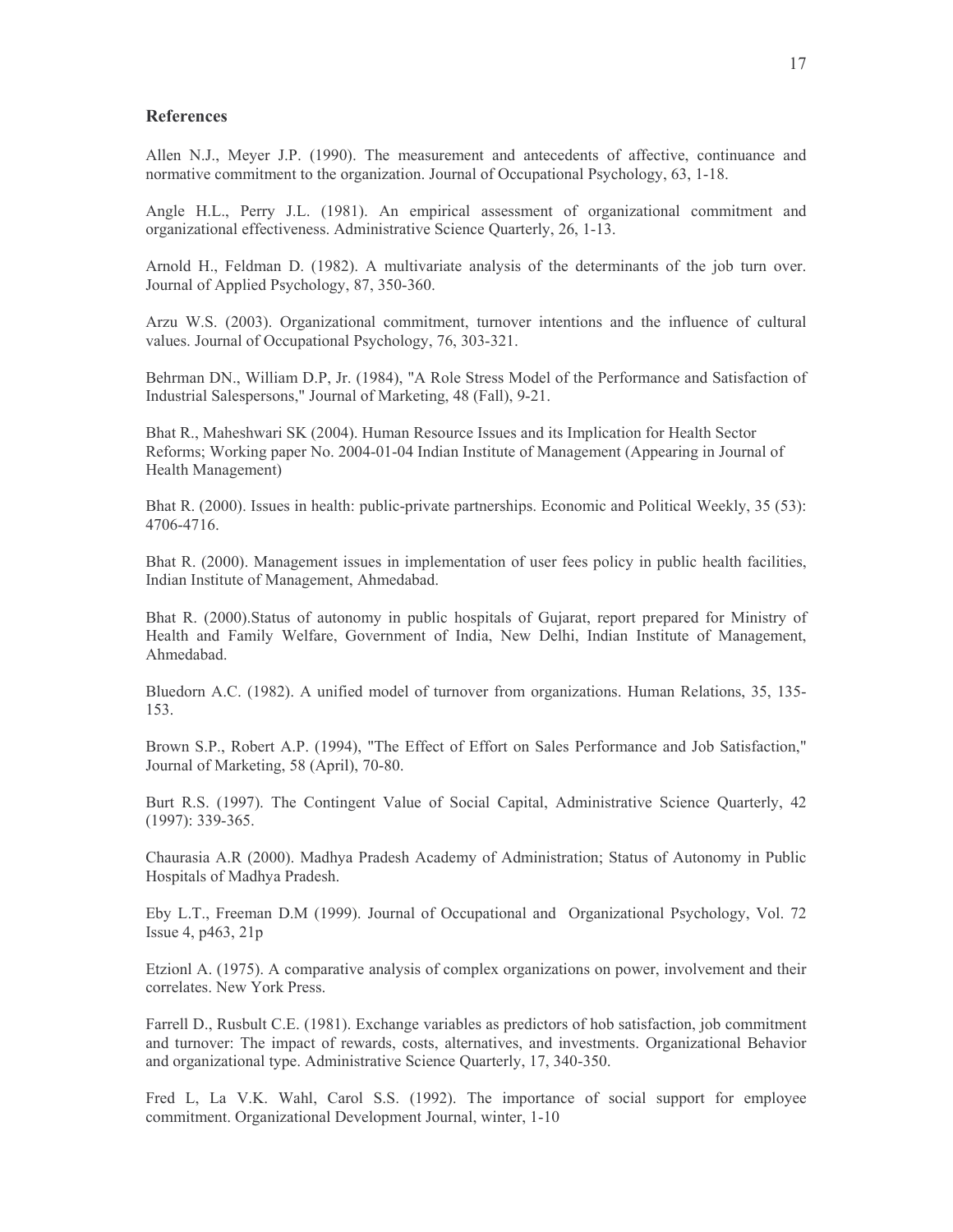## References

Allen N.J., Meyer J.P. (1990). The measurement and antecedents of affective, continuance and normative commitment to the organization. Journal of Occupational Psychology, 63, 1-18.

Angle H.L., Perry J.L. (1981). An empirical assessment of organizational commitment and organizational effectiveness. Administrative Science Quarterly, 26, 1-13.

Arnold H., Feldman D. (1982). A multivariate analysis of the determinants of the job turn over. Journal of Applied Psychology, 87, 350-360.

Arzu W.S. (2003). Organizational commitment, turnover intentions and the influence of cultural values. Journal of Occupational Psychology, 76, 303-321.

Behrman DN., William D.P, Jr. (1984), "A Role Stress Model of the Performance and Satisfaction of Industrial Salespersons," Journal of Marketing, 48 (Fall), 9-21.

Bhat R., Maheshwari SK (2004). Human Resource Issues and its Implication for Health Sector Reforms; Working paper No. 2004-01-04 Indian Institute of Management (Appearing in Journal of Health Management)

Bhat R. (2000). Issues in health: public-private partnerships. Economic and Political Weekly, 35 (53): 4706-4716.

Bhat R. (2000). Management issues in implementation of user fees policy in public health facilities, Indian Institute of Management, Ahmedabad.

Bhat R. (2000).Status of autonomy in public hospitals of Gujarat, report prepared for Ministry of Health and Family Welfare, Government of India, New Delhi, Indian Institute of Management, Ahmedabad.

Bluedorn A.C. (1982). A unified model of turnover from organizations. Human Relations, 35, 135-153.

Brown S.P., Robert A.P. (1994), "The Effect of Effort on Sales Performance and Job Satisfaction," Journal of Marketing, 58 (April), 70-80.

Burt R.S. (1997). The Contingent Value of Social Capital, Administrative Science Quarterly, 42 (1997): 339-365.

Chaurasia A.R (2000). Madhya Pradesh Academy of Administration; Status of Autonomy in Public Hospitals of Madhya Pradesh.

Eby L.T., Freeman D.M (1999). Journal of Occupational and Organizational Psychology, Vol. 72 Issue 4, p463, 21p

Etzionl A. (1975). A comparative analysis of complex organizations on power, involvement and their correlates. New York Press.

Farrell D., Rusbult C.E. (1981). Exchange variables as predictors of hob satisfaction, job commitment and turnover: The impact of rewards, costs, alternatives, and investments. Organizational Behavior and organizational type. Administrative Science Quarterly, 17, 340-350.

Fred L, La V.K. Wahl, Carol S.S. (1992). The importance of social support for employee commitment. Organizational Development Journal, winter, 1-10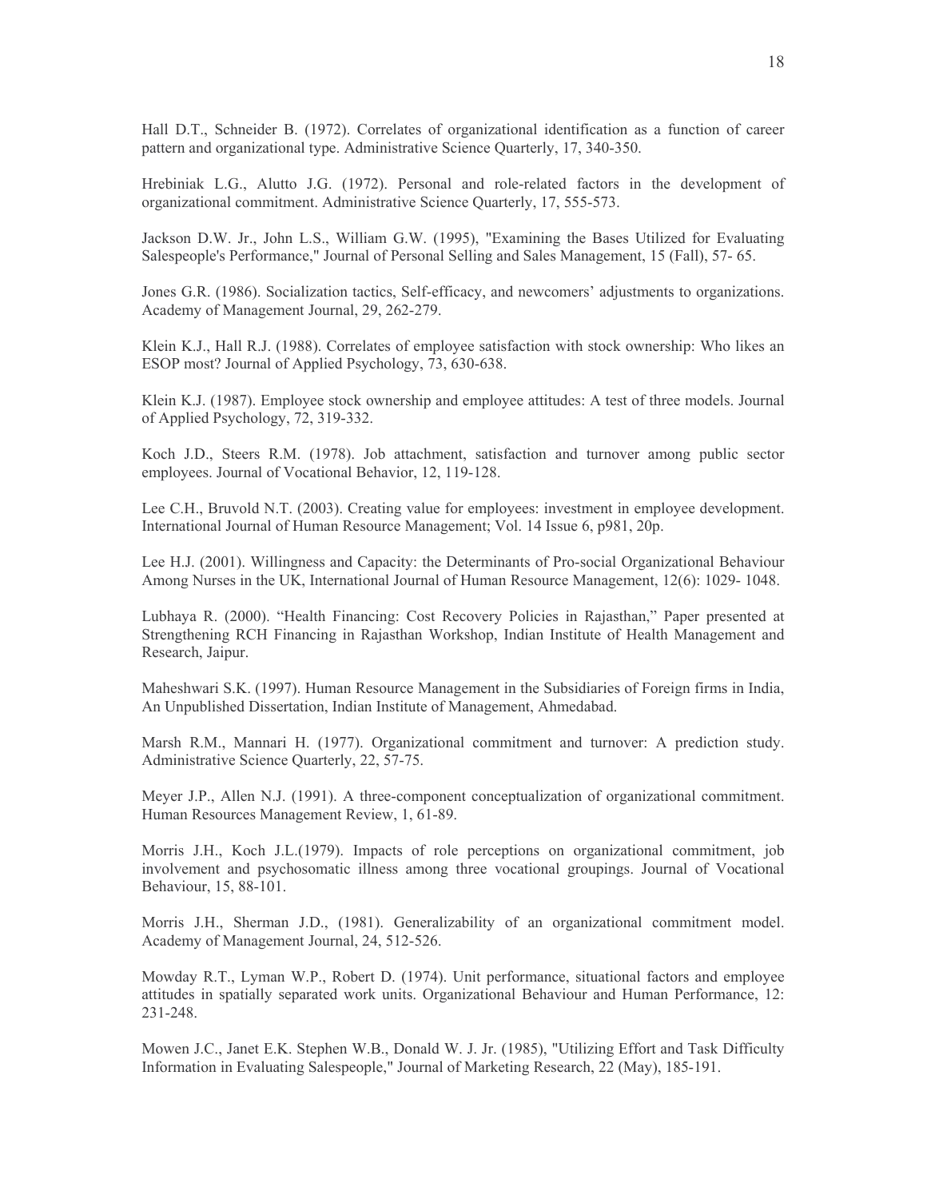Hall D.T., Schneider B. (1972). Correlates of organizational identification as a function of career pattern and organizational type. Administrative Science Quarterly, 17, 340-350.

Hrebiniak L.G., Alutto J.G. (1972). Personal and role-related factors in the development of organizational commitment. Administrative Science Quarterly, 17, 555-573.

Jackson D.W. Jr., John L.S., William G.W. (1995), "Examining the Bases Utilized for Evaluating Salespeople's Performance," Journal of Personal Selling and Sales Management, 15 (Fall), 57- 65.

Jones G.R. (1986). Socialization tactics, Self-efficacy, and newcomers' adjustments to organizations. Academy of Management Journal, 29, 262-279.

Klein K.J., Hall R.J. (1988). Correlates of employee satisfaction with stock ownership: Who likes an ESOP most? Journal of Applied Psychology, 73, 630-638.

Klein K.J. (1987). Employee stock ownership and employee attitudes: A test of three models. Journal of Applied Psychology, 72, 319-332.

Koch J.D., Steers R.M. (1978). Job attachment, satisfaction and turnover among public sector employees. Journal of Vocational Behavior, 12, 119-128.

Lee C.H., Bruvold N.T. (2003). Creating value for employees: investment in employee development. International Journal of Human Resource Management; Vol. 14 Issue 6, p981, 20p.

Lee H.J. (2001). Willingness and Capacity: the Determinants of Pro-social Organizational Behaviour Among Nurses in the UK, International Journal of Human Resource Management, 12(6): 1029- 1048.

Lubhaya R. (2000). "Health Financing: Cost Recovery Policies in Rajasthan," Paper presented at Strengthening RCH Financing in Rajasthan Workshop, Indian Institute of Health Management and Research, Jaipur.

Maheshwari S.K. (1997). Human Resource Management in the Subsidiaries of Foreign firms in India, An Unpublished Dissertation, Indian Institute of Management, Ahmedabad.

Marsh R.M., Mannari H. (1977). Organizational commitment and turnover: A prediction study. Administrative Science Quarterly, 22, 57-75.

Meyer J.P., Allen N.J. (1991). A three-component conceptualization of organizational commitment. Human Resources Management Review, 1, 61-89.

Morris J.H., Koch J.L.(1979). Impacts of role perceptions on organizational commitment, job involvement and psychosomatic illness among three vocational groupings. Journal of Vocational Behaviour, 15, 88-101.

Morris J.H., Sherman J.D., (1981). Generalizability of an organizational commitment model. Academy of Management Journal, 24, 512-526.

Mowday R.T., Lyman W.P., Robert D. (1974). Unit performance, situational factors and employee attitudes in spatially separated work units. Organizational Behaviour and Human Performance, 12: 231-248.

Mowen J.C., Janet E.K. Stephen W.B., Donald W. J. Jr. (1985), "Utilizing Effort and Task Difficulty Information in Evaluating Salespeople," Journal of Marketing Research, 22 (May), 185-191.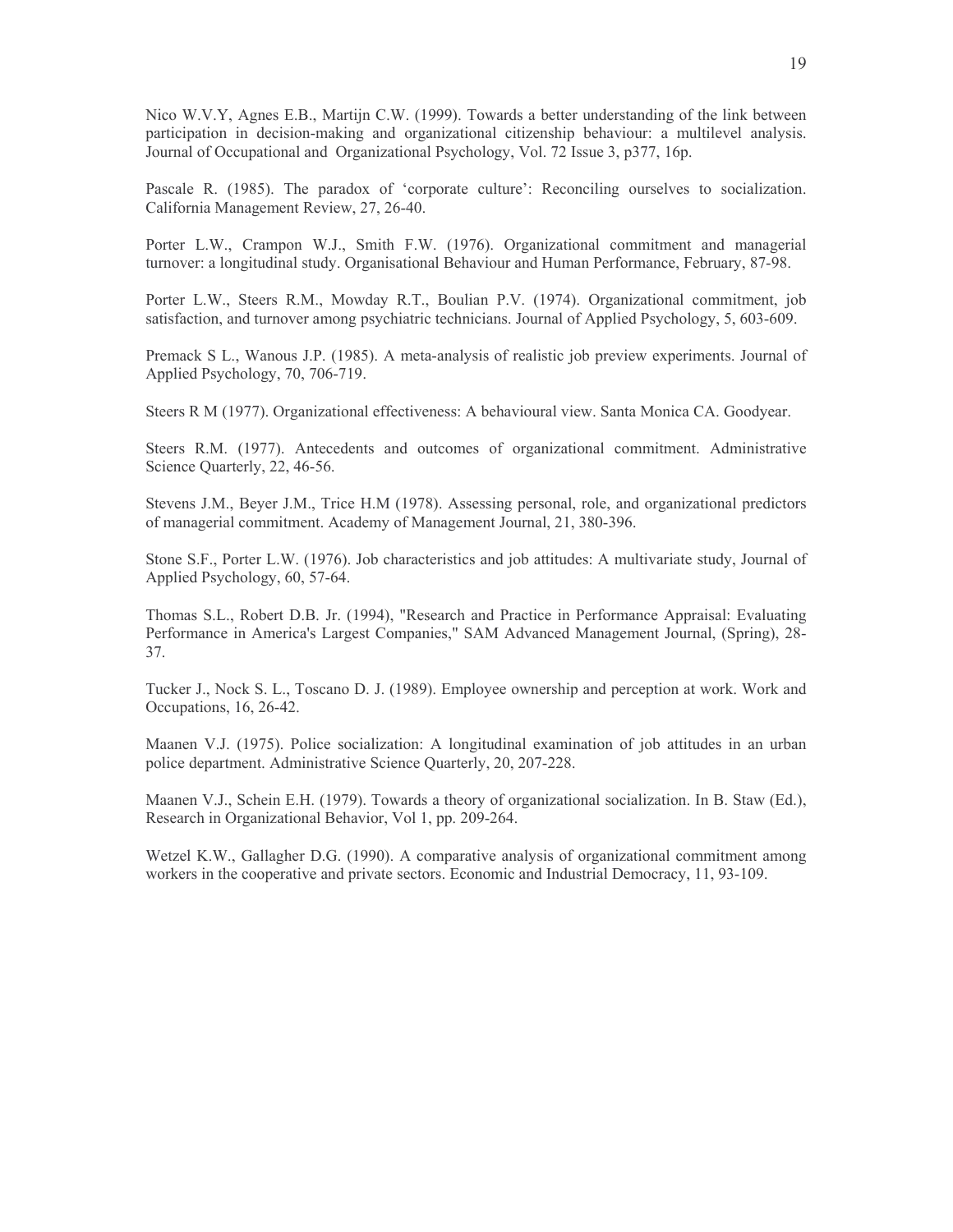Nico W.V.Y, Agnes E.B., Martijn C.W. (1999). Towards a better understanding of the link between participation in decision-making and organizational citizenship behaviour: a multilevel analysis. Journal of Occupational and Organizational Psychology, Vol. 72 Issue 3, p377, 16p.

Pascale R. (1985). The paradox of 'corporate culture': Reconciling ourselves to socialization. California Management Review, 27, 26-40.

Porter L.W., Crampon W.J., Smith F.W. (1976). Organizational commitment and managerial turnover: a longitudinal study. Organisational Behaviour and Human Performance, February, 87-98.

Porter L.W., Steers R.M., Mowday R.T., Boulian P.V. (1974). Organizational commitment, job satisfaction, and turnover among psychiatric technicians. Journal of Applied Psychology, 5, 603-609.

Premack S L., Wanous J.P. (1985). A meta-analysis of realistic job preview experiments. Journal of Applied Psychology, 70, 706-719.

Steers R M (1977). Organizational effectiveness: A behavioural view. Santa Monica CA. Goodyear.

Steers R.M. (1977). Antecedents and outcomes of organizational commitment. Administrative Science Quarterly, 22, 46-56.

Stevens J.M., Beyer J.M., Trice H.M (1978). Assessing personal, role, and organizational predictors of managerial commitment. Academy of Management Journal, 21, 380-396.

Stone S.F., Porter L.W. (1976). Job characteristics and job attitudes: A multivariate study, Journal of Applied Psychology, 60, 57-64.

Thomas S.L., Robert D.B. Jr. (1994), "Research and Practice in Performance Appraisal: Evaluating Performance in America's Largest Companies," SAM Advanced Management Journal, (Spring), 28-37.

Tucker J., Nock S. L., Toscano D. J. (1989). Employee ownership and perception at work. Work and Occupations, 16, 26-42.

Maanen V.J. (1975). Police socialization: A longitudinal examination of job attitudes in an urban police department. Administrative Science Quarterly, 20, 207-228.

Maanen V.J., Schein E.H. (1979). Towards a theory of organizational socialization. In B. Staw (Ed.), Research in Organizational Behavior, Vol 1, pp. 209-264.

Wetzel K.W., Gallagher D.G. (1990). A comparative analysis of organizational commitment among workers in the cooperative and private sectors. Economic and Industrial Democracy, 11, 93-109.